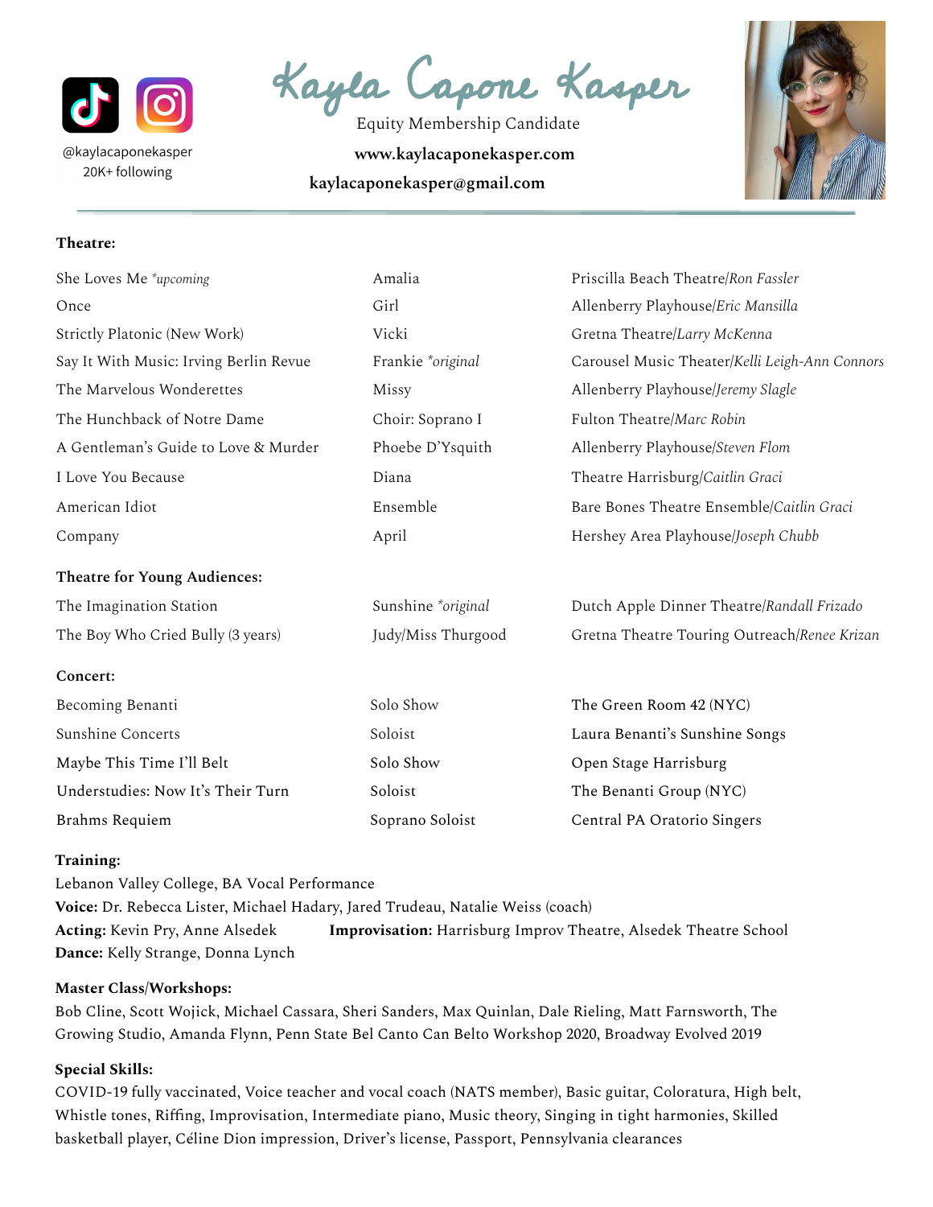@kaylacaponekasper
20K+ following

# Kayla Capone Kasper

Equity Membership Candidate

**www.kaylacaponekasper.com**

**kaylacaponekasper@gmail.com**

---

**Theatre:**

| | | |
|---|---|---|
| She Loves Me *\*upcoming* | Amalia | Priscilla Beach Theatre/*Ron Fassler* |
| Once | Girl | Allenberry Playhouse/*Eric Mansilla* |
| Strictly Platonic (New Work) | Vicki | Gretna Theatre/*Larry McKenna* |
| Say It With Music: Irving Berlin Revue | Frankie *\*original* | Carousel Music Theater/*Kelli Leigh-Ann Connors* |
| The Marvelous Wonderettes | Missy | Allenberry Playhouse/*Jeremy Slagle* |
| The Hunchback of Notre Dame | Choir: Soprano I | Fulton Theatre/*Marc Robin* |
| A Gentleman's Guide to Love & Murder | Phoebe D'Ysquith | Allenberry Playhouse/*Steven Flom* |
| I Love You Because | Diana | Theatre Harrisburg/*Caitlin Graci* |
| American Idiot | Ensemble | Bare Bones Theatre Ensemble/*Caitlin Graci* |
| Company | April | Hershey Area Playhouse/*Joseph Chubb* |

**Theatre for Young Audiences:**

| | | |
|---|---|---|
| The Imagination Station | Sunshine *\*original* | Dutch Apple Dinner Theatre/*Randall Frizado* |
| The Boy Who Cried Bully (3 years) | Judy/Miss Thurgood | Gretna Theatre Touring Outreach/*Renee Krizan* |

**Concert:**

| | | |
|---|---|---|
| Becoming Benanti | Solo Show | The Green Room 42 (NYC) |
| Sunshine Concerts | Soloist | Laura Benanti's Sunshine Songs |
| Maybe This Time I'll Belt | Solo Show | Open Stage Harrisburg |
| Understudies: Now It's Their Turn | Soloist | The Benanti Group (NYC) |
| Brahms Requiem | Soprano Soloist | Central PA Oratorio Singers |

**Training:**
Lebanon Valley College, BA Vocal Performance
**Voice:** Dr. Rebecca Lister, Michael Hadary, Jared Trudeau, Natalie Weiss (coach)
**Acting:** Kevin Pry, Anne Alsedek **Improvisation:** Harrisburg Improv Theatre, Alsedek Theatre School
**Dance:** Kelly Strange, Donna Lynch

**Master Class/Workshops:**
Bob Cline, Scott Wojick, Michael Cassara, Sheri Sanders, Max Quinlan, Dale Rieling, Matt Farnsworth, The Growing Studio, Amanda Flynn, Penn State Bel Canto Can Belto Workshop 2020, Broadway Evolved 2019

**Special Skills:**
COVID-19 fully vaccinated, Voice teacher and vocal coach (NATS member), Basic guitar, Coloratura, High belt, Whistle tones, Riffing, Improvisation, Intermediate piano, Music theory, Singing in tight harmonies, Skilled basketball player, Céline Dion impression, Driver's license, Passport, Pennsylvania clearances